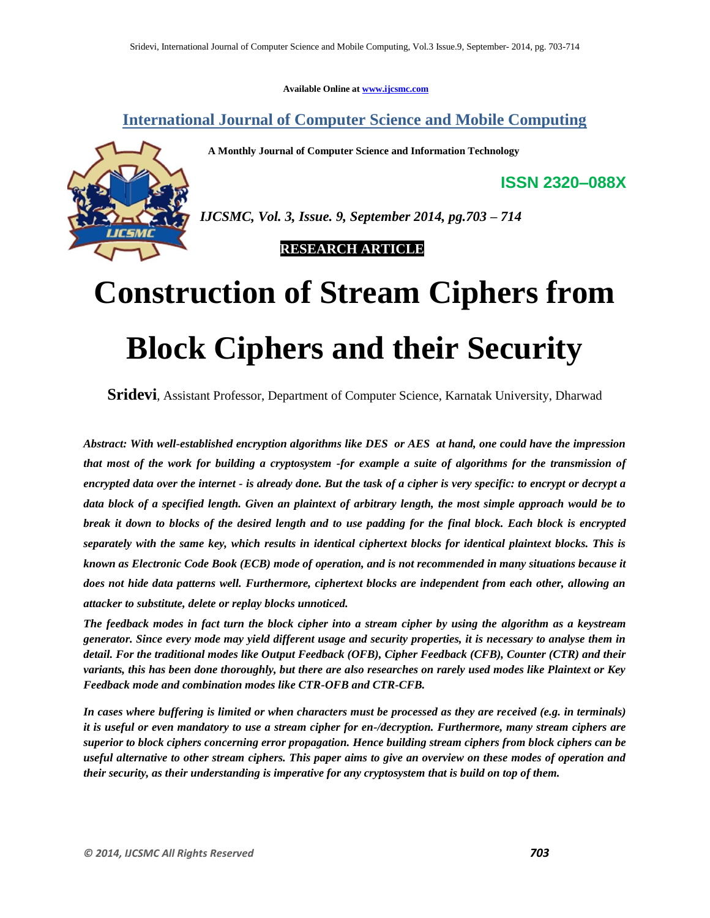Available Online at www.ijcsmc.com

## International Journal of Computer Science and Mobile Computing

**A Monthly Journal of Computer Science and Information Technology**

**ISSN 2320–088X**

*IJCSMC, Vol. 3, Issue. 9, September 2014, pg.703 – 714*

**RESEARCH ARTICLE**

# Construction of Stream Ciphers from Block Ciphers and their Security

**Sridevi**, Assistant Professor, Department of Computer Science, Karnatak University, Dharwad

***Abstract: With well-established encryption algorithms like DES or AES at hand, one could have the impression that most of the work for building a cryptosystem -for example a suite of algorithms for the transmission of encrypted data over the internet - is already done. But the task of a cipher is very specific: to encrypt or decrypt a data block of a specified length. Given an plaintext of arbitrary length, the most simple approach would be to break it down to blocks of the desired length and to use padding for the final block. Each block is encrypted separately with the same key, which results in identical ciphertext blocks for identical plaintext blocks. This is known as Electronic Code Book (ECB) mode of operation, and is not recommended in many situations because it does not hide data patterns well. Furthermore, ciphertext blocks are independent from each other, allowing an attacker to substitute, delete or replay blocks unnoticed.***

***The feedback modes in fact turn the block cipher into a stream cipher by using the algorithm as a keystream generator. Since every mode may yield different usage and security properties, it is necessary to analyse them in detail. For the traditional modes like Output Feedback (OFB), Cipher Feedback (CFB), Counter (CTR) and their variants, this has been done thoroughly, but there are also researches on rarely used modes like Plaintext or Key Feedback mode and combination modes like CTR-OFB and CTR-CFB.***

***In cases where buffering is limited or when characters must be processed as they are received (e.g. in terminals) it is useful or even mandatory to use a stream cipher for en-/decryption. Furthermore, many stream ciphers are superior to block ciphers concerning error propagation. Hence building stream ciphers from block ciphers can be useful alternative to other stream ciphers. This paper aims to give an overview on these modes of operation and their security, as their understanding is imperative for any cryptosystem that is build on top of them.***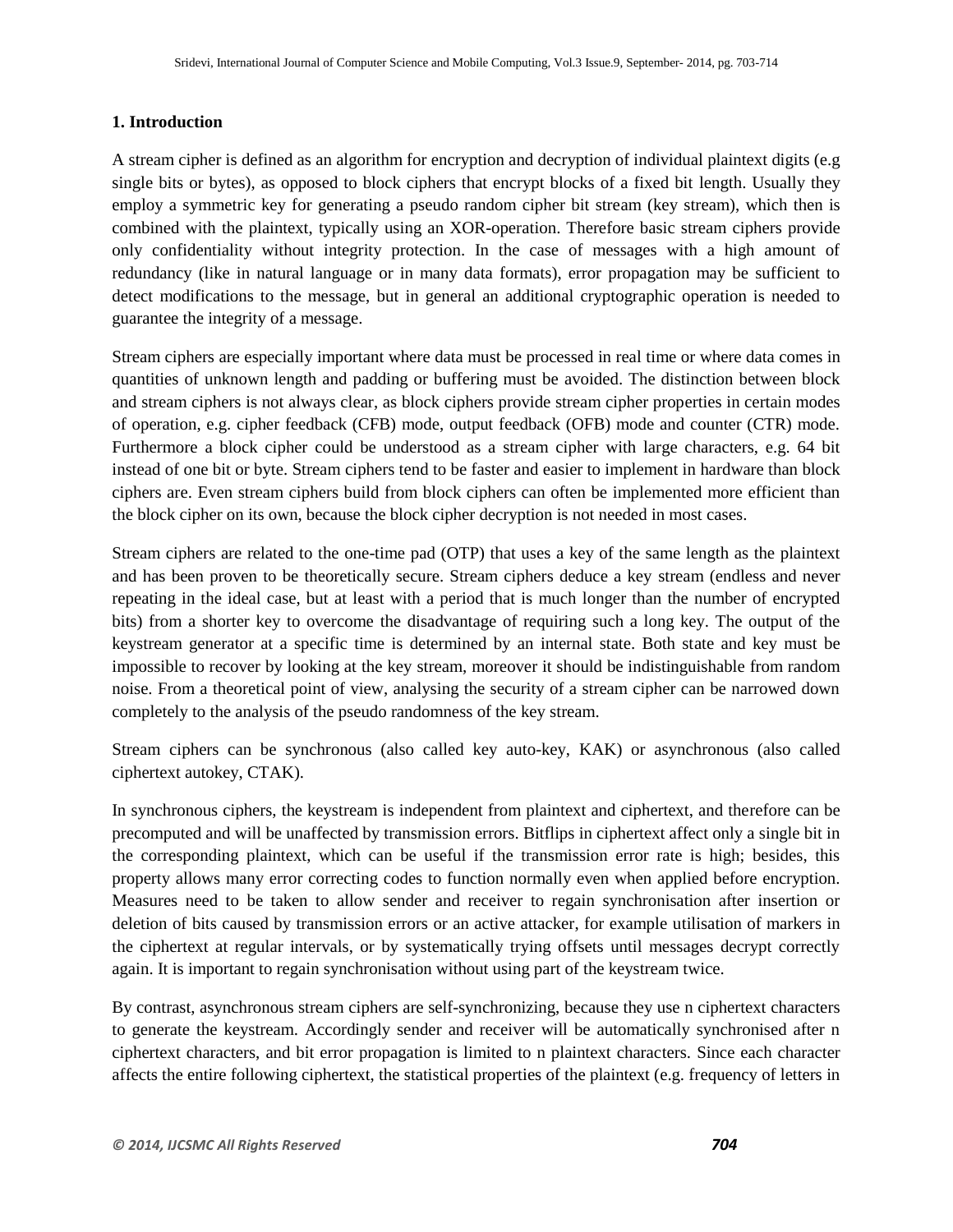## 1. Introduction

A stream cipher is defined as an algorithm for encryption and decryption of individual plaintext digits (e.g single bits or bytes), as opposed to block ciphers that encrypt blocks of a fixed bit length. Usually they employ a symmetric key for generating a pseudo random cipher bit stream (key stream), which then is combined with the plaintext, typically using an XOR-operation. Therefore basic stream ciphers provide only confidentiality without integrity protection. In the case of messages with a high amount of redundancy (like in natural language or in many data formats), error propagation may be sufficient to detect modifications to the message, but in general an additional cryptographic operation is needed to guarantee the integrity of a message.

Stream ciphers are especially important where data must be processed in real time or where data comes in quantities of unknown length and padding or buffering must be avoided. The distinction between block and stream ciphers is not always clear, as block ciphers provide stream cipher properties in certain modes of operation, e.g. cipher feedback (CFB) mode, output feedback (OFB) mode and counter (CTR) mode. Furthermore a block cipher could be understood as a stream cipher with large characters, e.g. 64 bit instead of one bit or byte. Stream ciphers tend to be faster and easier to implement in hardware than block ciphers are. Even stream ciphers build from block ciphers can often be implemented more efficient than the block cipher on its own, because the block cipher decryption is not needed in most cases.

Stream ciphers are related to the one-time pad (OTP) that uses a key of the same length as the plaintext and has been proven to be theoretically secure. Stream ciphers deduce a key stream (endless and never repeating in the ideal case, but at least with a period that is much longer than the number of encrypted bits) from a shorter key to overcome the disadvantage of requiring such a long key. The output of the keystream generator at a specific time is determined by an internal state. Both state and key must be impossible to recover by looking at the key stream, moreover it should be indistinguishable from random noise. From a theoretical point of view, analysing the security of a stream cipher can be narrowed down completely to the analysis of the pseudo randomness of the key stream.

Stream ciphers can be synchronous (also called key auto-key, KAK) or asynchronous (also called ciphertext autokey, CTAK).

In synchronous ciphers, the keystream is independent from plaintext and ciphertext, and therefore can be precomputed and will be unaffected by transmission errors. Bitflips in ciphertext affect only a single bit in the corresponding plaintext, which can be useful if the transmission error rate is high; besides, this property allows many error correcting codes to function normally even when applied before encryption. Measures need to be taken to allow sender and receiver to regain synchronisation after insertion or deletion of bits caused by transmission errors or an active attacker, for example utilisation of markers in the ciphertext at regular intervals, or by systematically trying offsets until messages decrypt correctly again. It is important to regain synchronisation without using part of the keystream twice.

By contrast, asynchronous stream ciphers are self-synchronizing, because they use n ciphertext characters to generate the keystream. Accordingly sender and receiver will be automatically synchronised after n ciphertext characters, and bit error propagation is limited to n plaintext characters. Since each character affects the entire following ciphertext, the statistical properties of the plaintext (e.g. frequency of letters in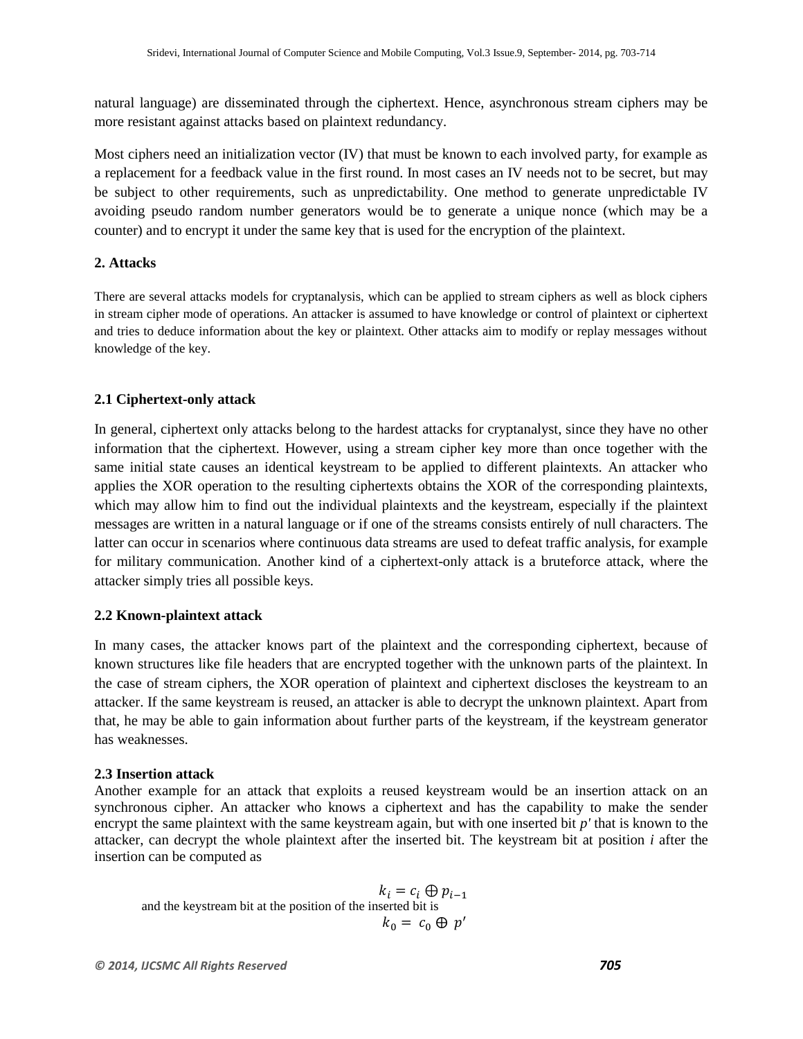natural language) are disseminated through the ciphertext. Hence, asynchronous stream ciphers may be more resistant against attacks based on plaintext redundancy.

Most ciphers need an initialization vector (IV) that must be known to each involved party, for example as a replacement for a feedback value in the first round. In most cases an IV needs not to be secret, but may be subject to other requirements, such as unpredictability. One method to generate unpredictable IV avoiding pseudo random number generators would be to generate a unique nonce (which may be a counter) and to encrypt it under the same key that is used for the encryption of the plaintext.

## 2. Attacks

There are several attacks models for cryptanalysis, which can be applied to stream ciphers as well as block ciphers in stream cipher mode of operations. An attacker is assumed to have knowledge or control of plaintext or ciphertext and tries to deduce information about the key or plaintext. Other attacks aim to modify or replay messages without knowledge of the key.

### 2.1 Ciphertext-only attack

In general, ciphertext only attacks belong to the hardest attacks for cryptanalyst, since they have no other information that the ciphertext. However, using a stream cipher key more than once together with the same initial state causes an identical keystream to be applied to different plaintexts. An attacker who applies the XOR operation to the resulting ciphertexts obtains the XOR of the corresponding plaintexts, which may allow him to find out the individual plaintexts and the keystream, especially if the plaintext messages are written in a natural language or if one of the streams consists entirely of null characters. The latter can occur in scenarios where continuous data streams are used to defeat traffic analysis, for example for military communication. Another kind of a ciphertext-only attack is a bruteforce attack, where the attacker simply tries all possible keys.

### 2.2 Known-plaintext attack

In many cases, the attacker knows part of the plaintext and the corresponding ciphertext, because of known structures like file headers that are encrypted together with the unknown parts of the plaintext. In the case of stream ciphers, the XOR operation of plaintext and ciphertext discloses the keystream to an attacker. If the same keystream is reused, an attacker is able to decrypt the unknown plaintext. Apart from that, he may be able to gain information about further parts of the keystream, if the keystream generator has weaknesses.

### 2.3 Insertion attack

Another example for an attack that exploits a reused keystream would be an insertion attack on an synchronous cipher. An attacker who knows a ciphertext and has the capability to make the sender encrypt the same plaintext with the same keystream again, but with one inserted bit $p'$ that is known to the attacker, can decrypt the whole plaintext after the inserted bit. The keystream bit at position $i$ after the insertion can be computed as

$$k_i = c_i \oplus p_{i-1}$$

and the keystream bit at the position of the inserted bit is

$$k_0 = c_0 \oplus p'$$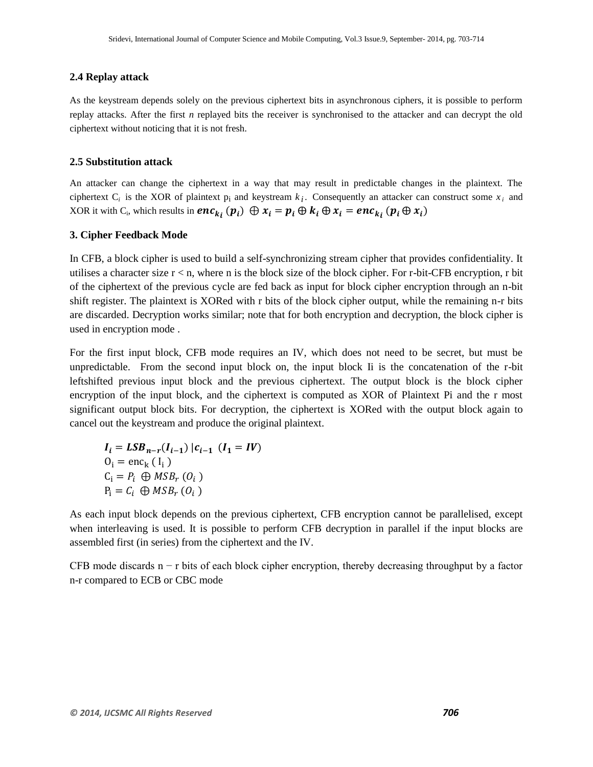### 2.4 Replay attack

As the keystream depends solely on the previous ciphertext bits in asynchronous ciphers, it is possible to perform replay attacks. After the first *n* replayed bits the receiver is synchronised to the attacker and can decrypt the old ciphertext without noticing that it is not fresh.

### 2.5 Substitution attack

An attacker can change the ciphertext in a way that may result in predictable changes in the plaintext. The ciphertext $C_i$ is the XOR of plaintext $p_i$ and keystream $k_i$. Consequently an attacker can construct some $x_i$ and XOR it with $C_i$, which results in $\boldsymbol{enc_{k_i}(p_i) \oplus x_i = p_i \oplus k_i \oplus x_i = enc_{k_i}(p_i \oplus x_i)}$

### 3. Cipher Feedback Mode

In CFB, a block cipher is used to build a self-synchronizing stream cipher that provides confidentiality. It utilises a character size r < n, where n is the block size of the block cipher. For r-bit-CFB encryption, r bit of the ciphertext of the previous cycle are fed back as input for block cipher encryption through an n-bit shift register. The plaintext is XORed with r bits of the block cipher output, while the remaining n-r bits are discarded. Decryption works similar; note that for both encryption and decryption, the block cipher is used in encryption mode .

For the first input block, CFB mode requires an IV, which does not need to be secret, but must be unpredictable. From the second input block on, the input block Ii is the concatenation of the r-bit leftshifted previous input block and the previous ciphertext. The output block is the block cipher encryption of the input block, and the ciphertext is computed as XOR of Plaintext Pi and the r most significant output block bits. For decryption, the ciphertext is XORed with the output block again to cancel out the keystream and produce the original plaintext.

$$\boldsymbol{I_i = LSB_{n-r}(I_{i-1})\,|c_{i-1}} \quad (\boldsymbol{I_1 = IV})$$
$$O_i = enc_k(I_i)$$
$$C_i = P_i \oplus MSB_r(O_i)$$
$$P_i = C_i \oplus MSB_r(O_i)$$

As each input block depends on the previous ciphertext, CFB encryption cannot be parallelised, except when interleaving is used. It is possible to perform CFB decryption in parallel if the input blocks are assembled first (in series) from the ciphertext and the IV.

CFB mode discards n − r bits of each block cipher encryption, thereby decreasing throughput by a factor n-r compared to ECB or CBC mode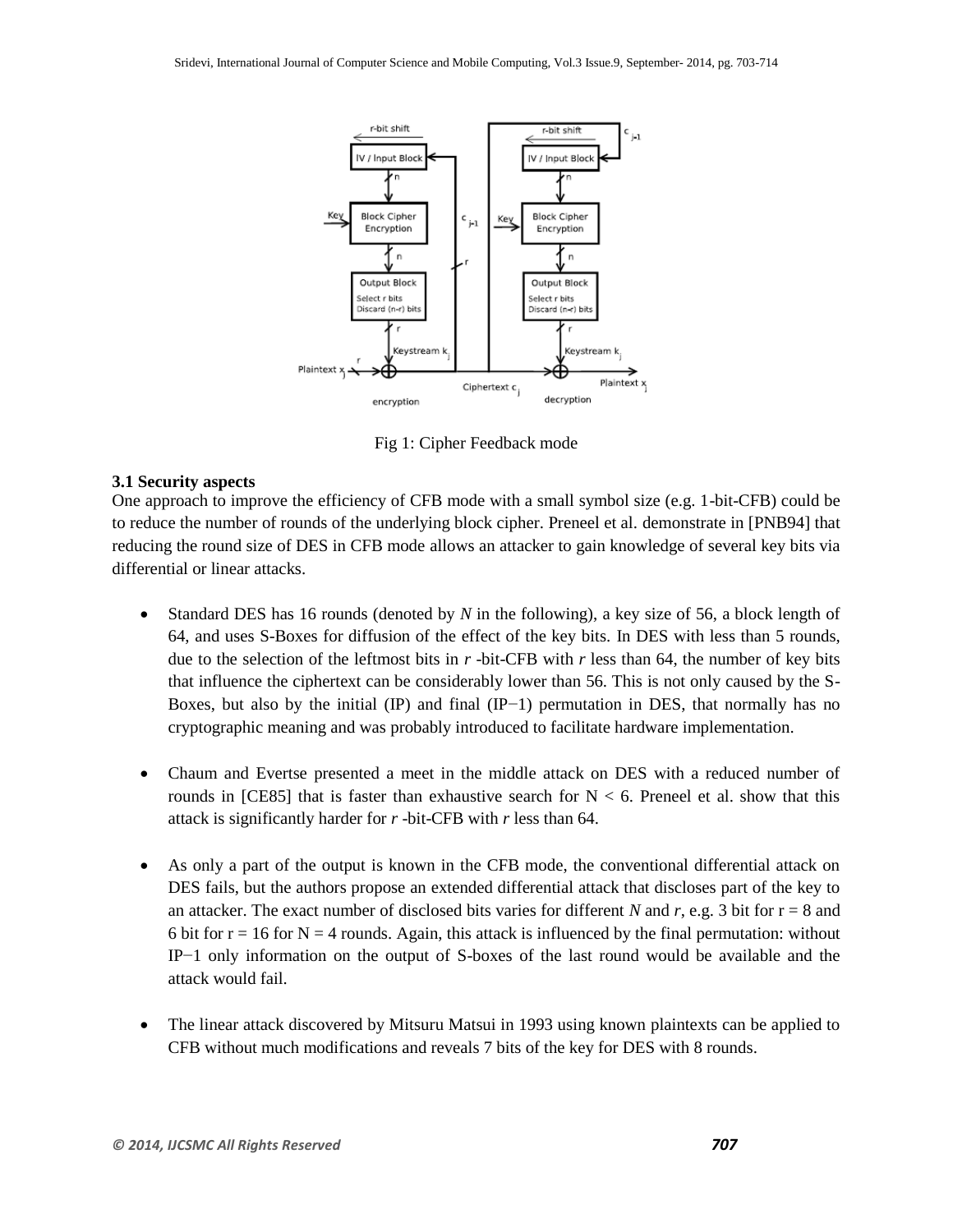Fig 1: Cipher Feedback mode

### 3.1 Security aspects

One approach to improve the efficiency of CFB mode with a small symbol size (e.g. 1-bit-CFB) could be to reduce the number of rounds of the underlying block cipher. Preneel et al. demonstrate in [PNB94] that reducing the round size of DES in CFB mode allows an attacker to gain knowledge of several key bits via differential or linear attacks.

- Standard DES has 16 rounds (denoted by *N* in the following), a key size of 56, a block length of 64, and uses S-Boxes for diffusion of the effect of the key bits. In DES with less than 5 rounds, due to the selection of the leftmost bits in *r* -bit-CFB with *r* less than 64, the number of key bits that influence the ciphertext can be considerably lower than 56. This is not only caused by the S-Boxes, but also by the initial (IP) and final ($IP^{-1}$) permutation in DES, that normally has no cryptographic meaning and was probably introduced to facilitate hardware implementation.

- Chaum and Evertse presented a meet in the middle attack on DES with a reduced number of rounds in [CE85] that is faster than exhaustive search for $N < 6$. Preneel et al. show that this attack is significantly harder for *r* -bit-CFB with *r* less than 64.

- As only a part of the output is known in the CFB mode, the conventional differential attack on DES fails, but the authors propose an extended differential attack that discloses part of the key to an attacker. The exact number of disclosed bits varies for different *N* and *r*, e.g. 3 bit for $r = 8$ and 6 bit for $r = 16$ for $N = 4$ rounds. Again, this attack is influenced by the final permutation: without $IP^{-1}$ only information on the output of S-boxes of the last round would be available and the attack would fail.

- The linear attack discovered by Mitsuru Matsui in 1993 using known plaintexts can be applied to CFB without much modifications and reveals 7 bits of the key for DES with 8 rounds.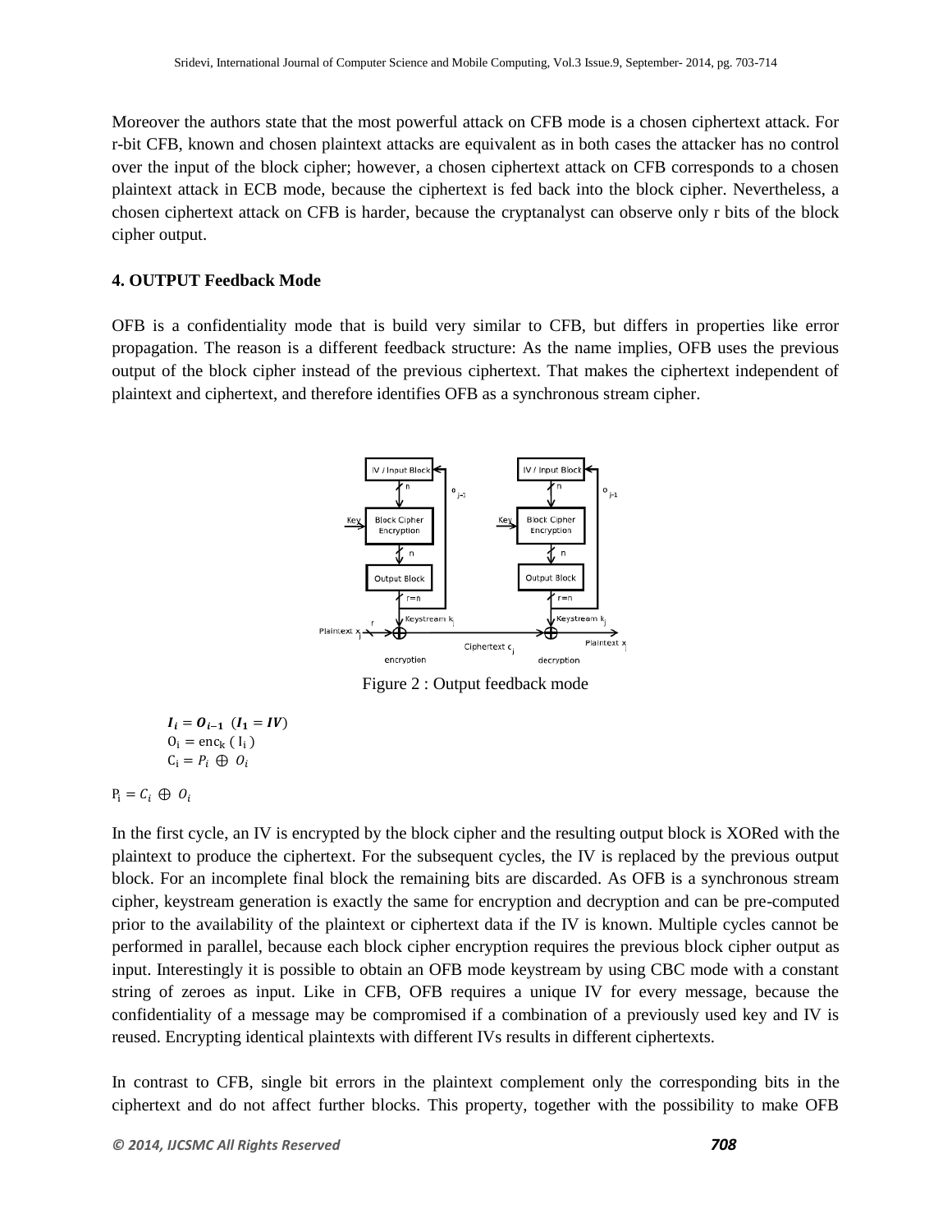Moreover the authors state that the most powerful attack on CFB mode is a chosen ciphertext attack. For r-bit CFB, known and chosen plaintext attacks are equivalent as in both cases the attacker has no control over the input of the block cipher; however, a chosen ciphertext attack on CFB corresponds to a chosen plaintext attack in ECB mode, because the ciphertext is fed back into the block cipher. Nevertheless, a chosen ciphertext attack on CFB is harder, because the cryptanalyst can observe only r bits of the block cipher output.

**4. OUTPUT Feedback Mode**

OFB is a confidentiality mode that is build very similar to CFB, but differs in properties like error propagation. The reason is a different feedback structure: As the name implies, OFB uses the previous output of the block cipher instead of the previous ciphertext. That makes the ciphertext independent of plaintext and ciphertext, and therefore identifies OFB as a synchronous stream cipher.

Figure 2 : Output feedback mode

$$\boldsymbol{I_i = O_{i-1}} \quad (\boldsymbol{I_1 = IV})$$
$$O_i = \text{enc}_k ( I_i )$$
$$C_i = P_i \oplus O_i$$

$$P_i = C_i \oplus O_i$$

In the first cycle, an IV is encrypted by the block cipher and the resulting output block is XORed with the plaintext to produce the ciphertext. For the subsequent cycles, the IV is replaced by the previous output block. For an incomplete final block the remaining bits are discarded. As OFB is a synchronous stream cipher, keystream generation is exactly the same for encryption and decryption and can be pre-computed prior to the availability of the plaintext or ciphertext data if the IV is known. Multiple cycles cannot be performed in parallel, because each block cipher encryption requires the previous block cipher output as input. Interestingly it is possible to obtain an OFB mode keystream by using CBC mode with a constant string of zeroes as input. Like in CFB, OFB requires a unique IV for every message, because the confidentiality of a message may be compromised if a combination of a previously used key and IV is reused. Encrypting identical plaintexts with different IVs results in different ciphertexts.

In contrast to CFB, single bit errors in the plaintext complement only the corresponding bits in the ciphertext and do not affect further blocks. This property, together with the possibility to make OFB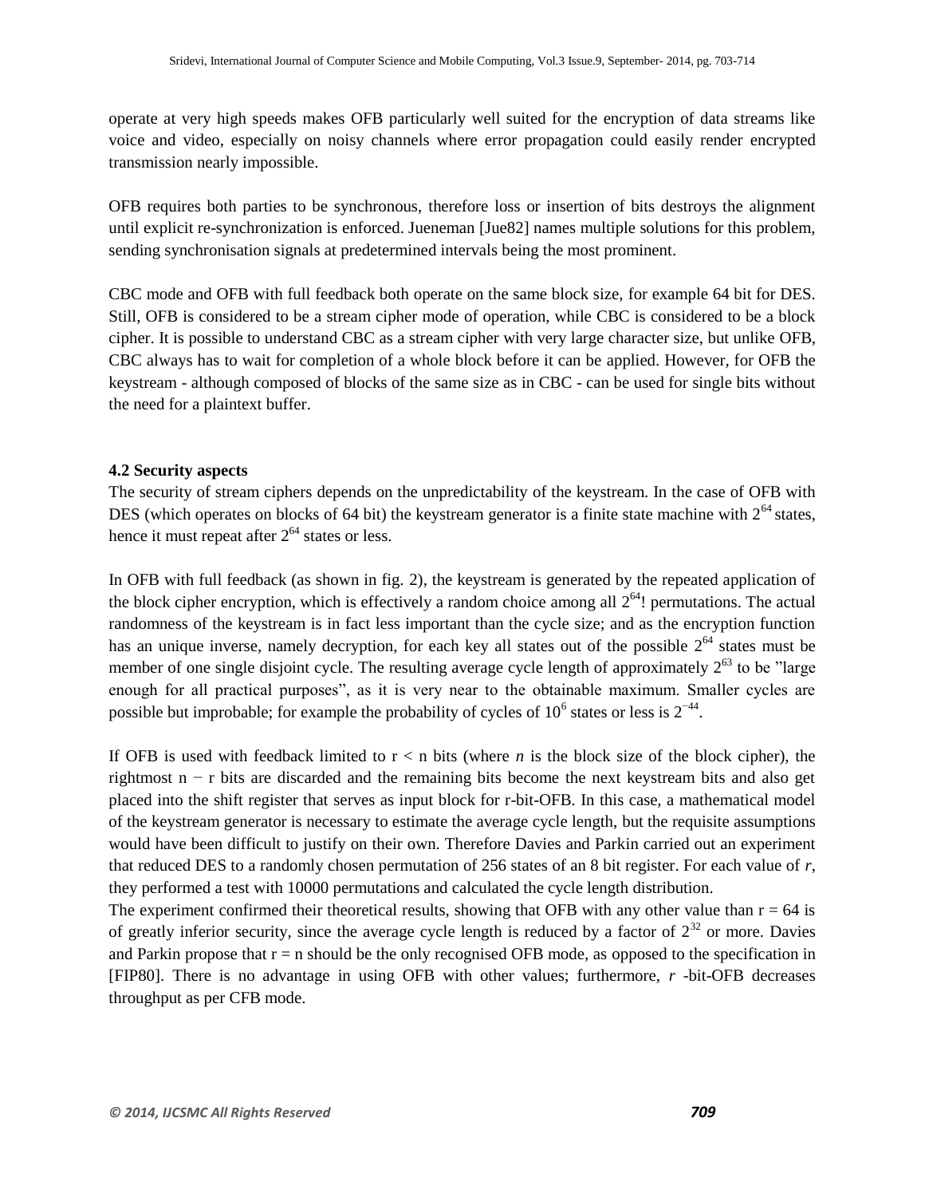operate at very high speeds makes OFB particularly well suited for the encryption of data streams like voice and video, especially on noisy channels where error propagation could easily render encrypted transmission nearly impossible.

OFB requires both parties to be synchronous, therefore loss or insertion of bits destroys the alignment until explicit re-synchronization is enforced. Jueneman [Jue82] names multiple solutions for this problem, sending synchronisation signals at predetermined intervals being the most prominent.

CBC mode and OFB with full feedback both operate on the same block size, for example 64 bit for DES. Still, OFB is considered to be a stream cipher mode of operation, while CBC is considered to be a block cipher. It is possible to understand CBC as a stream cipher with very large character size, but unlike OFB, CBC always has to wait for completion of a whole block before it can be applied. However, for OFB the keystream - although composed of blocks of the same size as in CBC - can be used for single bits without the need for a plaintext buffer.

### 4.2 Security aspects

The security of stream ciphers depends on the unpredictability of the keystream. In the case of OFB with DES (which operates on blocks of 64 bit) the keystream generator is a finite state machine with $2^{64}$ states, hence it must repeat after $2^{64}$ states or less.

In OFB with full feedback (as shown in fig. 2), the keystream is generated by the repeated application of the block cipher encryption, which is effectively a random choice among all $2^{64}!$ permutations. The actual randomness of the keystream is in fact less important than the cycle size; and as the encryption function has an unique inverse, namely decryption, for each key all states out of the possible $2^{64}$ states must be member of one single disjoint cycle. The resulting average cycle length of approximately $2^{63}$ to be "large enough for all practical purposes", as it is very near to the obtainable maximum. Smaller cycles are possible but improbable; for example the probability of cycles of $10^6$ states or less is $2^{-44}$.

If OFB is used with feedback limited to $r < n$ bits (where $n$ is the block size of the block cipher), the rightmost $n - r$ bits are discarded and the remaining bits become the next keystream bits and also get placed into the shift register that serves as input block for r-bit-OFB. In this case, a mathematical model of the keystream generator is necessary to estimate the average cycle length, but the requisite assumptions would have been difficult to justify on their own. Therefore Davies and Parkin carried out an experiment that reduced DES to a randomly chosen permutation of 256 states of an 8 bit register. For each value of $r$, they performed a test with 10000 permutations and calculated the cycle length distribution.
The experiment confirmed their theoretical results, showing that OFB with any other value than $r = 64$ is of greatly inferior security, since the average cycle length is reduced by a factor of $2^{32}$ or more. Davies and Parkin propose that $r = n$ should be the only recognised OFB mode, as opposed to the specification in [FIP80]. There is no advantage in using OFB with other values; furthermore, $r$ -bit-OFB decreases throughput as per CFB mode.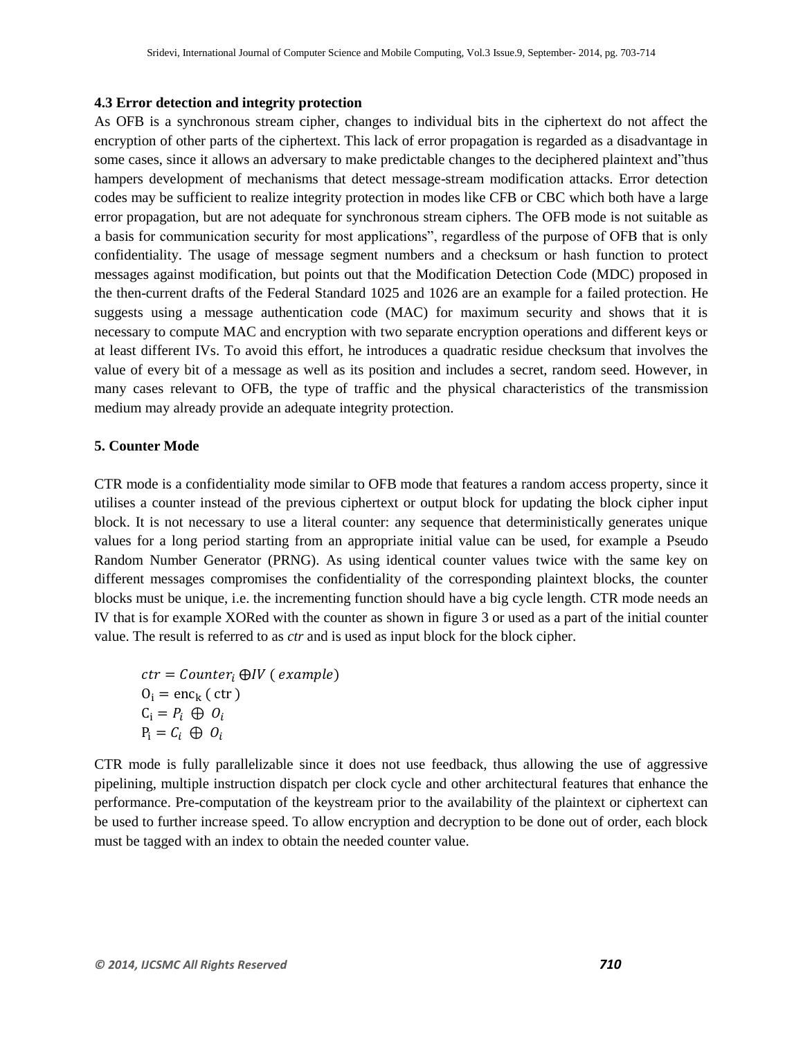### 4.3 Error detection and integrity protection

As OFB is a synchronous stream cipher, changes to individual bits in the ciphertext do not affect the encryption of other parts of the ciphertext. This lack of error propagation is regarded as a disadvantage in some cases, since it allows an adversary to make predictable changes to the deciphered plaintext and"thus hampers development of mechanisms that detect message-stream modification attacks. Error detection codes may be sufficient to realize integrity protection in modes like CFB or CBC which both have a large error propagation, but are not adequate for synchronous stream ciphers. The OFB mode is not suitable as a basis for communication security for most applications", regardless of the purpose of OFB that is only confidentiality. The usage of message segment numbers and a checksum or hash function to protect messages against modification, but points out that the Modification Detection Code (MDC) proposed in the then-current drafts of the Federal Standard 1025 and 1026 are an example for a failed protection. He suggests using a message authentication code (MAC) for maximum security and shows that it is necessary to compute MAC and encryption with two separate encryption operations and different keys or at least different IVs. To avoid this effort, he introduces a quadratic residue checksum that involves the value of every bit of a message as well as its position and includes a secret, random seed. However, in many cases relevant to OFB, the type of traffic and the physical characteristics of the transmission medium may already provide an adequate integrity protection.

## 5. Counter Mode

CTR mode is a confidentiality mode similar to OFB mode that features a random access property, since it utilises a counter instead of the previous ciphertext or output block for updating the block cipher input block. It is not necessary to use a literal counter: any sequence that deterministically generates unique values for a long period starting from an appropriate initial value can be used, for example a Pseudo Random Number Generator (PRNG). As using identical counter values twice with the same key on different messages compromises the confidentiality of the corresponding plaintext blocks, the counter blocks must be unique, i.e. the incrementing function should have a big cycle length. CTR mode needs an IV that is for example XORed with the counter as shown in figure 3 or used as a part of the initial counter value. The result is referred to as *ctr* and is used as input block for the block cipher.

$$ctr = Counter_i \oplus IV \text{ ( example)}$$
$$O_i = \text{enc}_k \text{ ( ctr )}$$
$$C_i = P_i \oplus O_i$$
$$P_i = C_i \oplus O_i$$

CTR mode is fully parallelizable since it does not use feedback, thus allowing the use of aggressive pipelining, multiple instruction dispatch per clock cycle and other architectural features that enhance the performance. Pre-computation of the keystream prior to the availability of the plaintext or ciphertext can be used to further increase speed. To allow encryption and decryption to be done out of order, each block must be tagged with an index to obtain the needed counter value.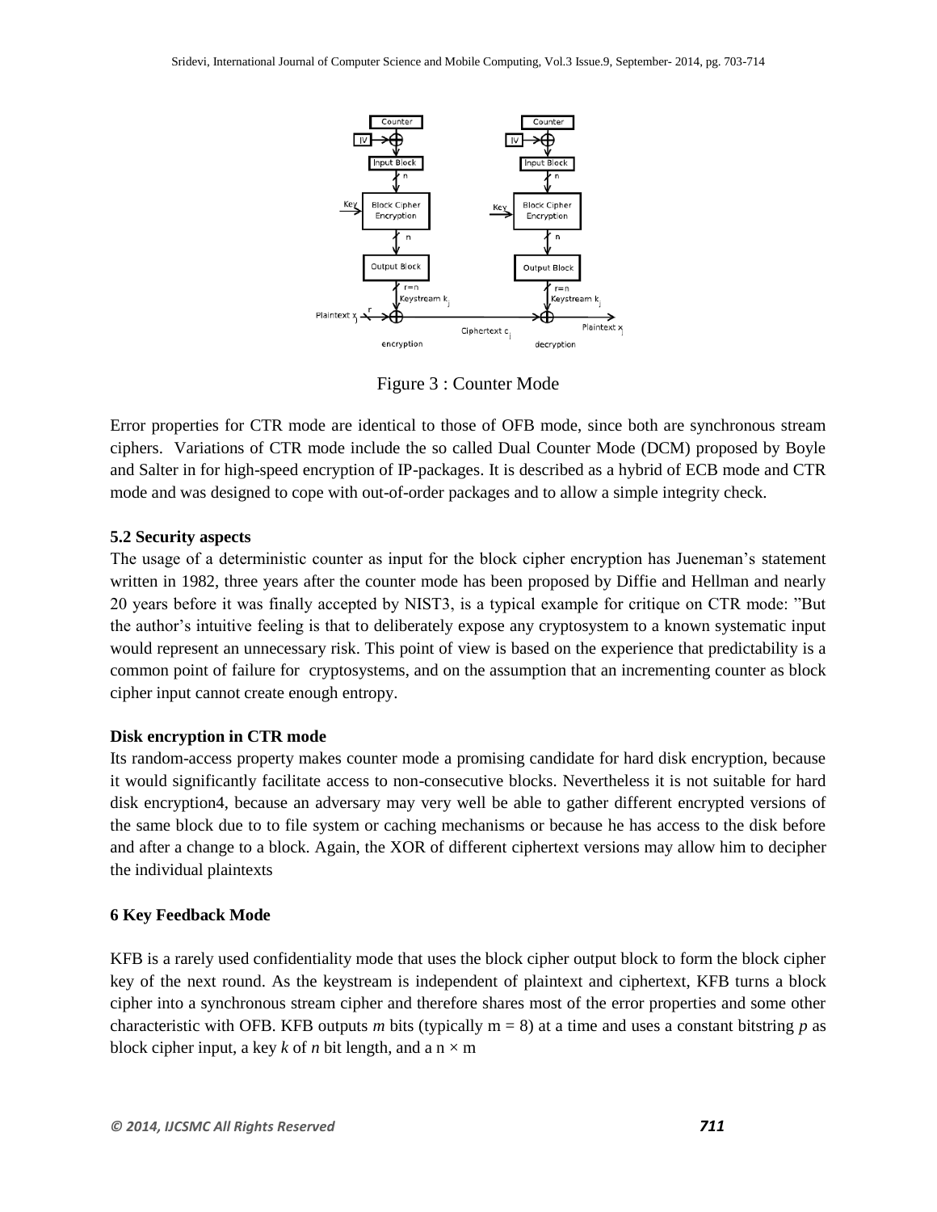Figure 3 : Counter Mode

Error properties for CTR mode are identical to those of OFB mode, since both are synchronous stream ciphers. Variations of CTR mode include the so called Dual Counter Mode (DCM) proposed by Boyle and Salter in for high-speed encryption of IP-packages. It is described as a hybrid of ECB mode and CTR mode and was designed to cope with out-of-order packages and to allow a simple integrity check.

**5.2 Security aspects**

The usage of a deterministic counter as input for the block cipher encryption has Jueneman's statement written in 1982, three years after the counter mode has been proposed by Diffie and Hellman and nearly 20 years before it was finally accepted by NIST3, is a typical example for critique on CTR mode: "But the author's intuitive feeling is that to deliberately expose any cryptosystem to a known systematic input would represent an unnecessary risk. This point of view is based on the experience that predictability is a common point of failure for cryptosystems, and on the assumption that an incrementing counter as block cipher input cannot create enough entropy.

**Disk encryption in CTR mode**

Its random-access property makes counter mode a promising candidate for hard disk encryption, because it would significantly facilitate access to non-consecutive blocks. Nevertheless it is not suitable for hard disk encryption4, because an adversary may very well be able to gather different encrypted versions of the same block due to to file system or caching mechanisms or because he has access to the disk before and after a change to a block. Again, the XOR of different ciphertext versions may allow him to decipher the individual plaintexts

**6 Key Feedback Mode**

KFB is a rarely used confidentiality mode that uses the block cipher output block to form the block cipher key of the next round. As the keystream is independent of plaintext and ciphertext, KFB turns a block cipher into a synchronous stream cipher and therefore shares most of the error properties and some other characteristic with OFB. KFB outputs $m$ bits (typically $m = 8$) at a time and uses a constant bitstring $p$ as block cipher input, a key $k$ of $n$ bit length, and a $n \times m$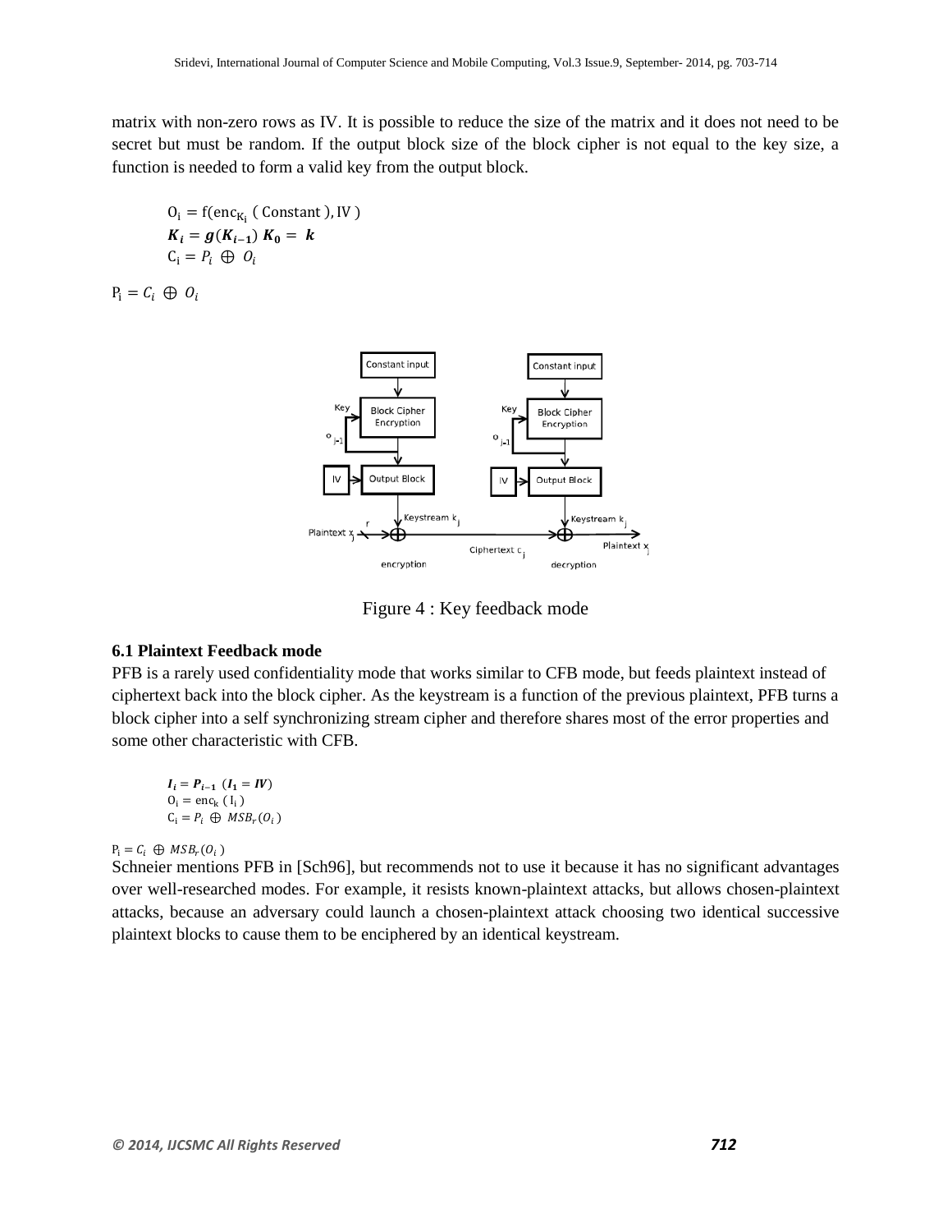matrix with non-zero rows as IV. It is possible to reduce the size of the matrix and it does not need to be secret but must be random. If the output block size of the block cipher is not equal to the key size, a function is needed to form a valid key from the output block.

$$O_i = f(\mathrm{enc}_{K_i}(\text{Constant}), \mathrm{IV})$$
$$\boldsymbol{K_i = g(K_{i-1})\ K_0 = k}$$
$$C_i = P_i \oplus O_i$$

$$P_i = C_i \oplus O_i$$

Figure 4 : Key feedback mode

**6.1 Plaintext Feedback mode**

PFB is a rarely used confidentiality mode that works similar to CFB mode, but feeds plaintext instead of ciphertext back into the block cipher. As the keystream is a function of the previous plaintext, PFB turns a block cipher into a self synchronizing stream cipher and therefore shares most of the error properties and some other characteristic with CFB.

$$\boldsymbol{I_i = P_{i-1}\ (I_1 = IV)}$$
$$O_i = \mathrm{enc}_k(I_i)$$
$$C_i = P_i \oplus MSB_r(O_i)$$

$$P_i = C_i \oplus MSB_r(O_i)$$

Schneier mentions PFB in [Sch96], but recommends not to use it because it has no significant advantages over well-researched modes. For example, it resists known-plaintext attacks, but allows chosen-plaintext attacks, because an adversary could launch a chosen-plaintext attack choosing two identical successive plaintext blocks to cause them to be enciphered by an identical keystream.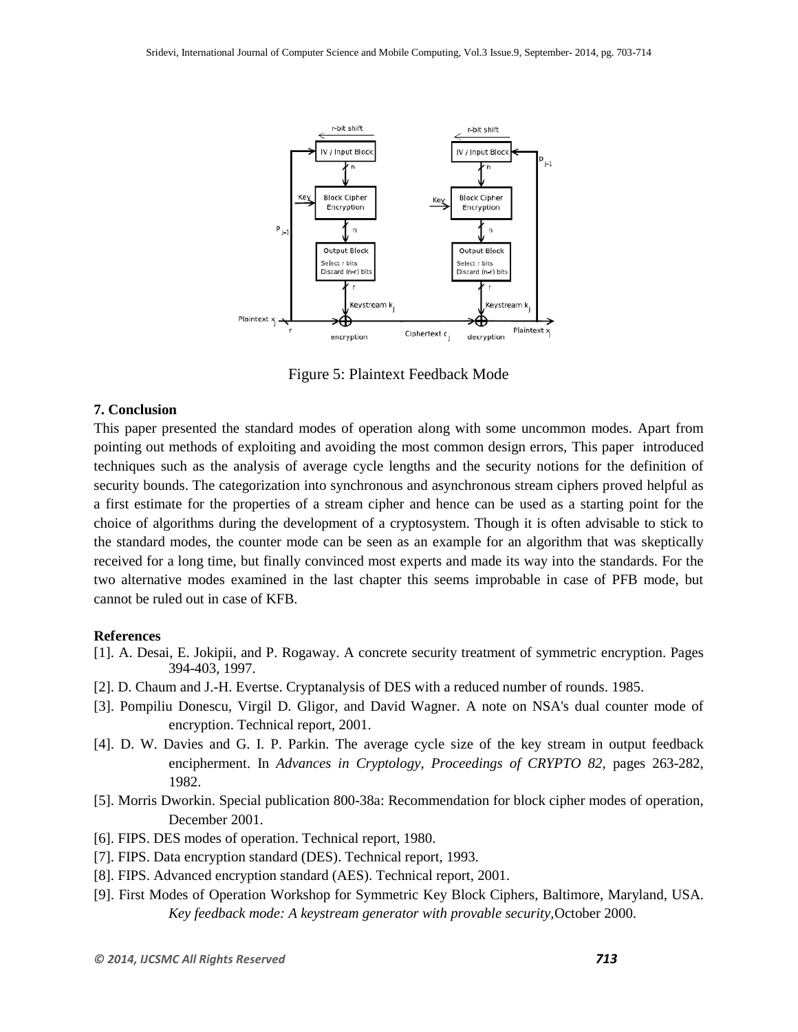Figure 5: Plaintext Feedback Mode

**7. Conclusion**

This paper presented the standard modes of operation along with some uncommon modes. Apart from pointing out methods of exploiting and avoiding the most common design errors, This paper introduced techniques such as the analysis of average cycle lengths and the security notions for the definition of security bounds. The categorization into synchronous and asynchronous stream ciphers proved helpful as a first estimate for the properties of a stream cipher and hence can be used as a starting point for the choice of algorithms during the development of a cryptosystem. Though it is often advisable to stick to the standard modes, the counter mode can be seen as an example for an algorithm that was skeptically received for a long time, but finally convinced most experts and made its way into the standards. For the two alternative modes examined in the last chapter this seems improbable in case of PFB mode, but cannot be ruled out in case of KFB.

**References**

[1]. A. Desai, E. Jokipii, and P. Rogaway. A concrete security treatment of symmetric encryption. Pages 394-403, 1997.

[2]. D. Chaum and J.-H. Evertse. Cryptanalysis of DES with a reduced number of rounds. 1985.

[3]. Pompiliu Donescu, Virgil D. Gligor, and David Wagner. A note on NSA's dual counter mode of encryption. Technical report, 2001.

[4]. D. W. Davies and G. I. P. Parkin. The average cycle size of the key stream in output feedback encipherment. In *Advances in Cryptology, Proceedings of CRYPTO 82,* pages 263-282, 1982.

[5]. Morris Dworkin. Special publication 800-38a: Recommendation for block cipher modes of operation, December 2001.

[6]. FIPS. DES modes of operation. Technical report, 1980.

[7]. FIPS. Data encryption standard (DES). Technical report, 1993.

[8]. FIPS. Advanced encryption standard (AES). Technical report, 2001.

[9]. First Modes of Operation Workshop for Symmetric Key Block Ciphers, Baltimore, Maryland, USA. *Key feedback mode: A keystream generator with provable security,*October 2000.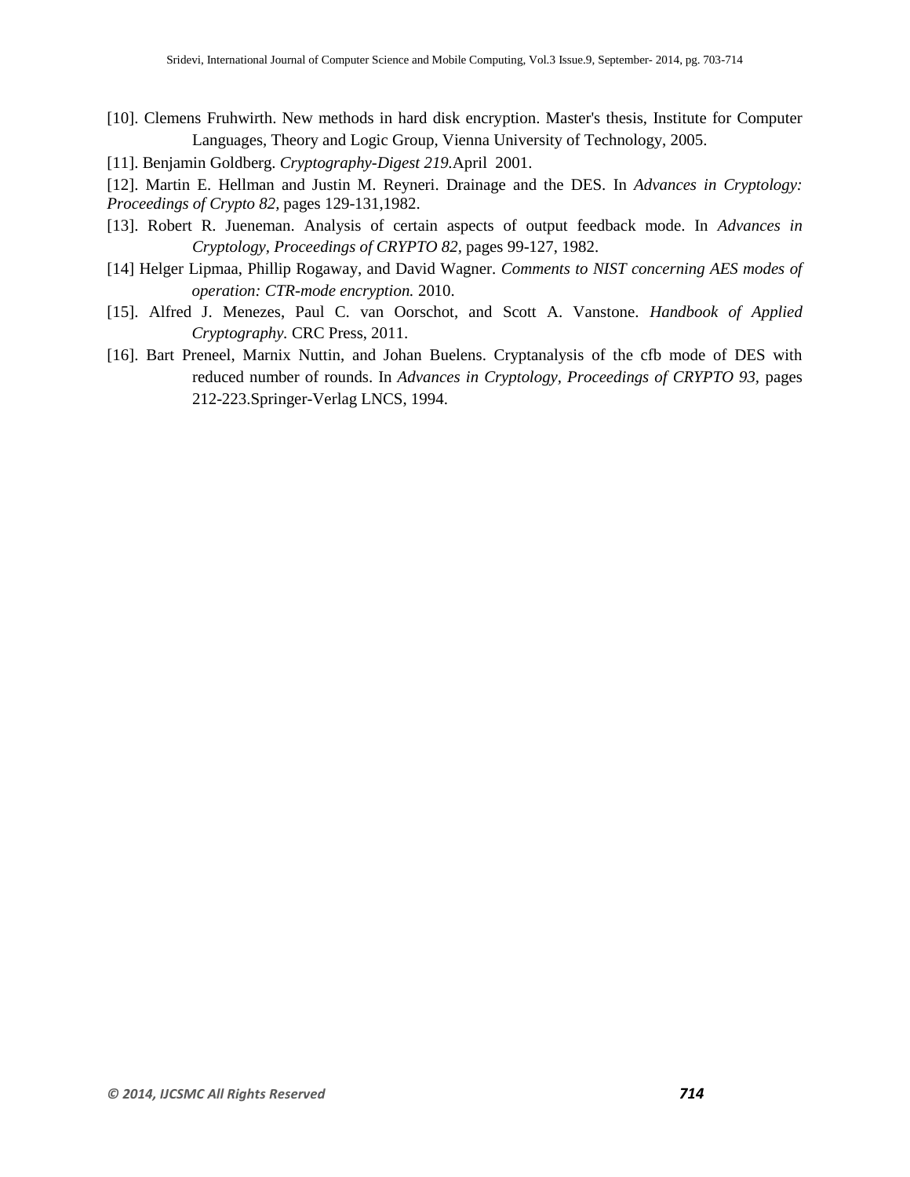[10]. Clemens Fruhwirth. New methods in hard disk encryption. Master's thesis, Institute for Computer Languages, Theory and Logic Group, Vienna University of Technology, 2005.

[11]. Benjamin Goldberg. *Cryptography-Digest 219.*April 2001.

[12]. Martin E. Hellman and Justin M. Reyneri. Drainage and the DES. In *Advances in Cryptology: Proceedings of Crypto 82*, pages 129-131,1982.

[13]. Robert R. Jueneman. Analysis of certain aspects of output feedback mode. In *Advances in Cryptology, Proceedings of CRYPTO 82*, pages 99-127, 1982.

[14] Helger Lipmaa, Phillip Rogaway, and David Wagner. *Comments to NIST concerning AES modes of operation: CTR-mode encryption.* 2010.

[15]. Alfred J. Menezes, Paul C. van Oorschot, and Scott A. Vanstone. *Handbook of Applied Cryptography.* CRC Press, 2011.

[16]. Bart Preneel, Marnix Nuttin, and Johan Buelens. Cryptanalysis of the cfb mode of DES with reduced number of rounds. In *Advances in Cryptology, Proceedings of CRYPTO 93*, pages 212-223.Springer-Verlag LNCS, 1994.